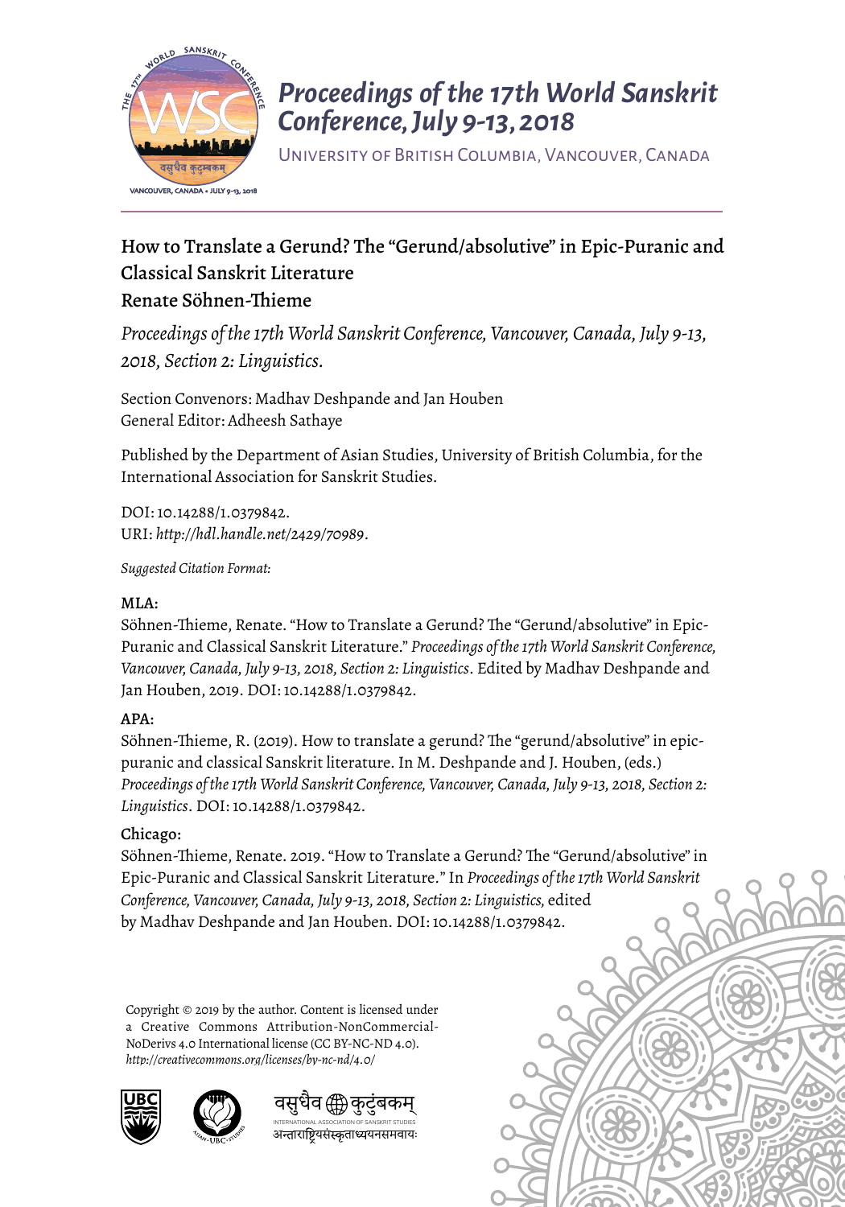# Proceedings of the 17th World Sanskrit Conference, July 9-13, 2018

University of British Columbia, Vancouver, Canada

## How to Translate a Gerund? The “Gerund/absolutive” in Epic-Puranic and Classical Sanskrit Literature

### Renate Söhnen-Thieme

*Proceedings of the 17th World Sanskrit Conference, Vancouver, Canada, July 9-13, 2018, Section 2: Linguistics.*

Section Convenors: Madhav Deshpande and Jan Houben
General Editor: Adheesh Sathaye

Published by the Department of Asian Studies, University of British Columbia, for the International Association for Sanskrit Studies.

DOI: 10.14288/1.0379842.
URI: *http://hdl.handle.net/2429/70989*.

*Suggested Citation Format:*

**MLA:**
Söhnen-Thieme, Renate. “How to Translate a Gerund? The “Gerund/absolutive” in Epic-Puranic and Classical Sanskrit Literature.” *Proceedings of the 17th World Sanskrit Conference, Vancouver, Canada, July 9-13, 2018, Section 2: Linguistics*. Edited by Madhav Deshpande and Jan Houben, 2019. DOI: 10.14288/1.0379842.

**APA:**
Söhnen-Thieme, R. (2019). How to translate a gerund? The “gerund/absolutive” in epic-puranic and classical Sanskrit literature. In M. Deshpande and J. Houben, (eds.) *Proceedings of the 17th World Sanskrit Conference, Vancouver, Canada, July 9-13, 2018, Section 2: Linguistics*. DOI: 10.14288/1.0379842.

**Chicago:**
Söhnen-Thieme, Renate. 2019. “How to Translate a Gerund? The “Gerund/absolutive” in Epic-Puranic and Classical Sanskrit Literature.” In *Proceedings of the 17th World Sanskrit Conference, Vancouver, Canada, July 9-13, 2018, Section 2: Linguistics,* edited by Madhav Deshpande and Jan Houben. DOI: 10.14288/1.0379842.

Copyright © 2019 by the author. Content is licensed under a Creative Commons Attribution-NonCommercial-NoDerivs 4.0 International license (CC BY-NC-ND 4.0).
*http://creativecommons.org/licenses/by-nc-nd/4.0/*

वसुधैव कुटुंबकम्
INTERNATIONAL ASSOCIATION OF SANSKRIT STUDIES
अन्ताराष्ट्रियसंस्कृताध्ययनसमवायः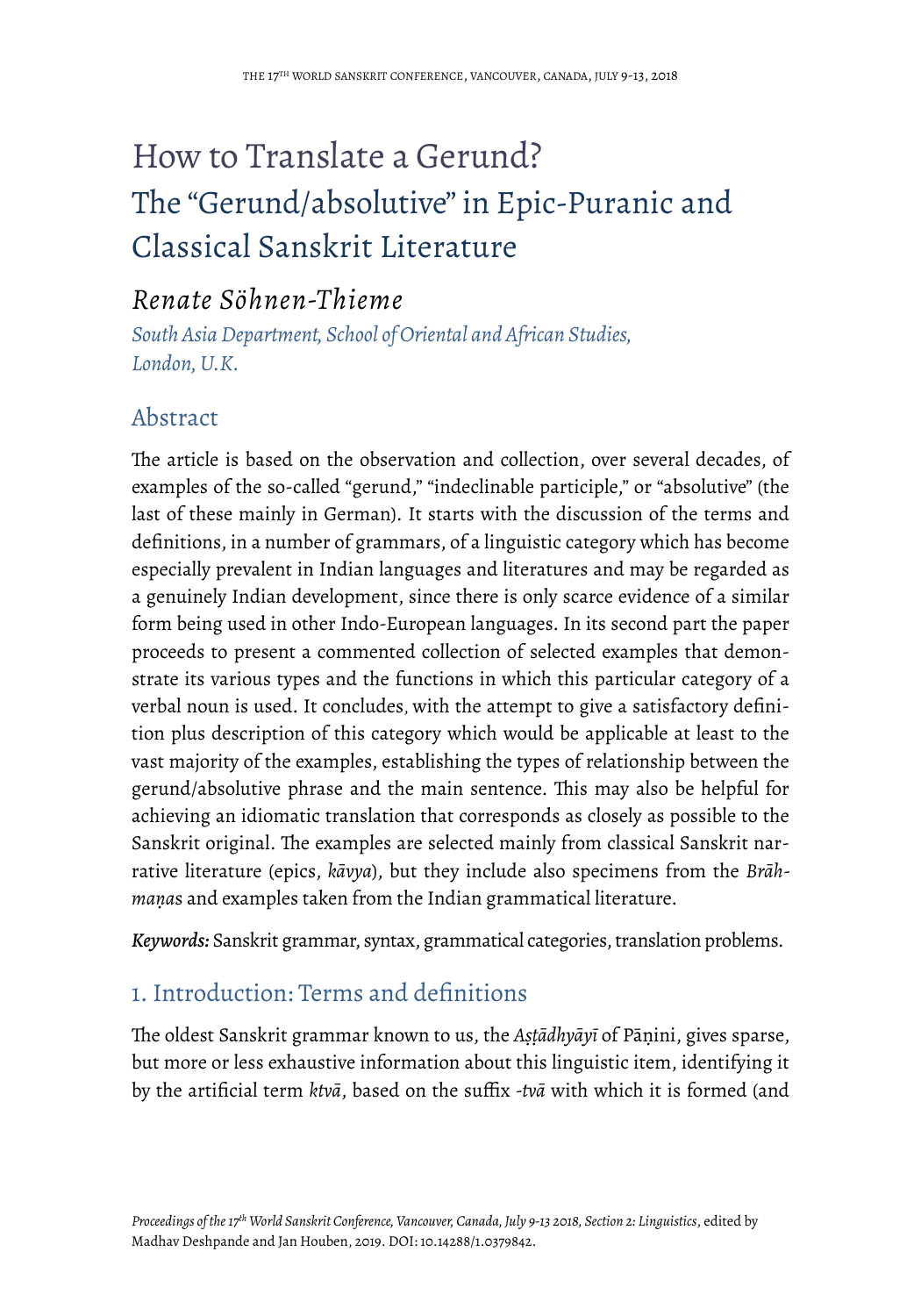# How to Translate a Gerund?
# The "Gerund/absolutive" in Epic-Puranic and Classical Sanskrit Literature

## *Renate Söhnen-Thieme*

*South Asia Department, School of Oriental and African Studies, London, U.K.*

## Abstract

The article is based on the observation and collection, over several decades, of examples of the so-called "gerund," "indeclinable participle," or "absolutive" (the last of these mainly in German). It starts with the discussion of the terms and definitions, in a number of grammars, of a linguistic category which has become especially prevalent in Indian languages and literatures and may be regarded as a genuinely Indian development, since there is only scarce evidence of a similar form being used in other Indo-European languages. In its second part the paper proceeds to present a commented collection of selected examples that demonstrate its various types and the functions in which this particular category of a verbal noun is used. It concludes, with the attempt to give a satisfactory definition plus description of this category which would be applicable at least to the vast majority of the examples, establishing the types of relationship between the gerund/absolutive phrase and the main sentence. This may also be helpful for achieving an idiomatic translation that corresponds as closely as possible to the Sanskrit original. The examples are selected mainly from classical Sanskrit narrative literature (epics, *kāvya*), but they include also specimens from the *Brāhmaṇa*s and examples taken from the Indian grammatical literature.

***Keywords:*** Sanskrit grammar, syntax, grammatical categories, translation problems.

## 1. Introduction: Terms and definitions

The oldest Sanskrit grammar known to us, the *Aṣṭādhyāyī* of Pāṇini, gives sparse, but more or less exhaustive information about this linguistic item, identifying it by the artificial term *ktvā*, based on the suffix *-tvā* with which it is formed (and

*Proceedings of the 17th World Sanskrit Conference, Vancouver, Canada, July 9-13 2018, Section 2: Linguistics*, edited by Madhav Deshpande and Jan Houben, 2019. DOI: 10.14288/1.0379842.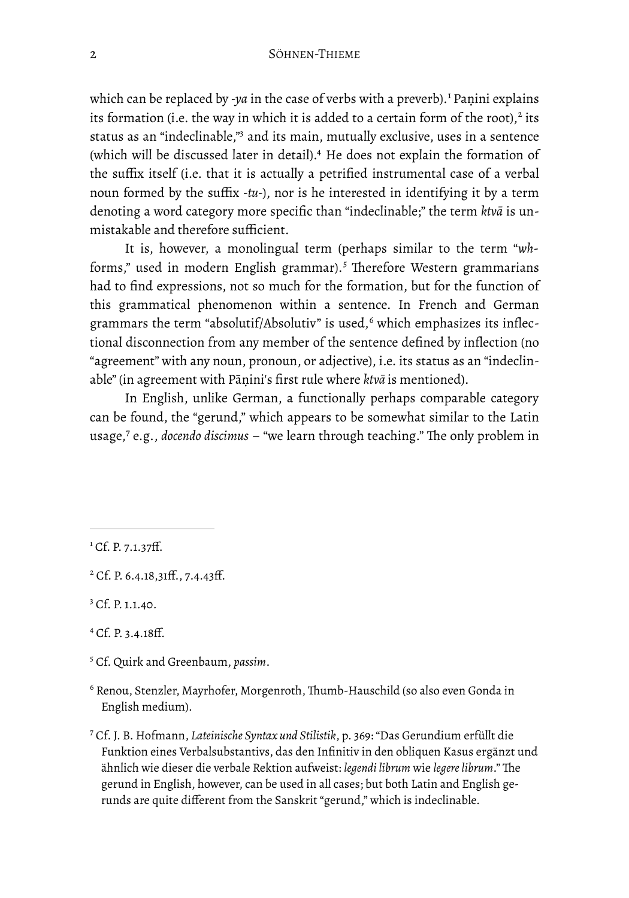which can be replaced by *-ya* in the case of verbs with a preverb).[1] Paṇini explains its formation (i.e. the way in which it is added to a certain form of the root),[2] its status as an "indeclinable,"[3] and its main, mutually exclusive, uses in a sentence (which will be discussed later in detail).[4] He does not explain the formation of the suffix itself (i.e. that it is actually a petrified instrumental case of a verbal noun formed by the suffix *-tu-*), nor is he interested in identifying it by a term denoting a word category more specific than "indeclinable;" the term *ktvā* is unmistakable and therefore sufficient.

It is, however, a monolingual term (perhaps similar to the term "*wh*-forms," used in modern English grammar).[5] Therefore Western grammarians had to find expressions, not so much for the formation, but for the function of this grammatical phenomenon within a sentence. In French and German grammars the term "absolutif/Absolutiv" is used,[6] which emphasizes its inflectional disconnection from any member of the sentence defined by inflection (no "agreement" with any noun, pronoun, or adjective), i.e. its status as an "indeclinable" (in agreement with Pāṇini's first rule where *ktvā* is mentioned).

In English, unlike German, a functionally perhaps comparable category can be found, the "gerund," which appears to be somewhat similar to the Latin usage,[7] e.g., *docendo discimus* – "we learn through teaching." The only problem in

---

[1] Cf. P. 7.1.37ff.

[2] Cf. P. 6.4.18,31ff., 7.4.43ff.

[3] Cf. P. 1.1.40.

[4] Cf. P. 3.4.18ff.

[5] Cf. Quirk and Greenbaum, *passim*.

[6] Renou, Stenzler, Mayrhofer, Morgenroth, Thumb-Hauschild (so also even Gonda in English medium).

[7] Cf. J. B. Hofmann, *Lateinische Syntax und Stilistik*, p. 369: "Das Gerundium erfüllt die Funktion eines Verbalsubstantivs, das den Infinitiv in den obliquen Kasus ergänzt und ähnlich wie dieser die verbale Rektion aufweist: *legendi librum* wie *legere librum*." The gerund in English, however, can be used in all cases; but both Latin and English gerunds are quite different from the Sanskrit "gerund," which is indeclinable.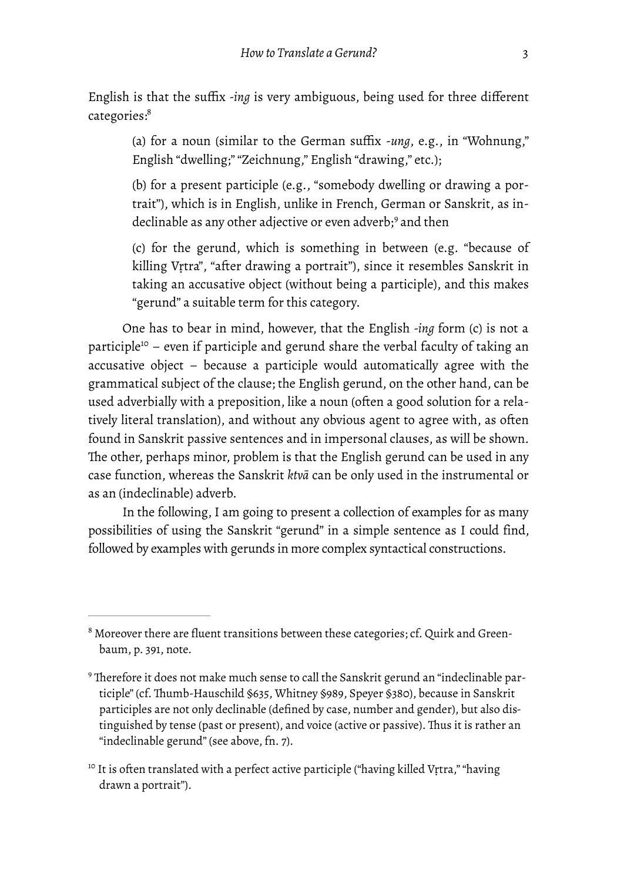English is that the suffix *-ing* is very ambiguous, being used for three different categories:[8]

> (a) for a noun (similar to the German suffix *-ung*, e.g., in "Wohnung," English "dwelling;" "Zeichnung," English "drawing," etc.);
>
> (b) for a present participle (e.g., "somebody dwelling or drawing a portrait"), which is in English, unlike in French, German or Sanskrit, as indeclinable as any other adjective or even adverb;[9] and then
>
> (c) for the gerund, which is something in between (e.g. "because of killing Vṛtra", "after drawing a portrait"), since it resembles Sanskrit in taking an accusative object (without being a participle), and this makes "gerund" a suitable term for this category.

One has to bear in mind, however, that the English *-ing* form (c) is not a participle[10] – even if participle and gerund share the verbal faculty of taking an accusative object – because a participle would automatically agree with the grammatical subject of the clause; the English gerund, on the other hand, can be used adverbially with a preposition, like a noun (often a good solution for a relatively literal translation), and without any obvious agent to agree with, as often found in Sanskrit passive sentences and in impersonal clauses, as will be shown. The other, perhaps minor, problem is that the English gerund can be used in any case function, whereas the Sanskrit *ktvā* can be only used in the instrumental or as an (indeclinable) adverb.

In the following, I am going to present a collection of examples for as many possibilities of using the Sanskrit "gerund" in a simple sentence as I could find, followed by examples with gerunds in more complex syntactical constructions.

---

[8] Moreover there are fluent transitions between these categories; cf. Quirk and Greenbaum, p. 391, note.

[9] Therefore it does not make much sense to call the Sanskrit gerund an "indeclinable participle" (cf. Thumb-Hauschild §635, Whitney §989, Speyer §380), because in Sanskrit participles are not only declinable (defined by case, number and gender), but also distinguished by tense (past or present), and voice (active or passive). Thus it is rather an "indeclinable gerund" (see above, fn. 7).

[10] It is often translated with a perfect active participle ("having killed Vṛtra," "having drawn a portrait").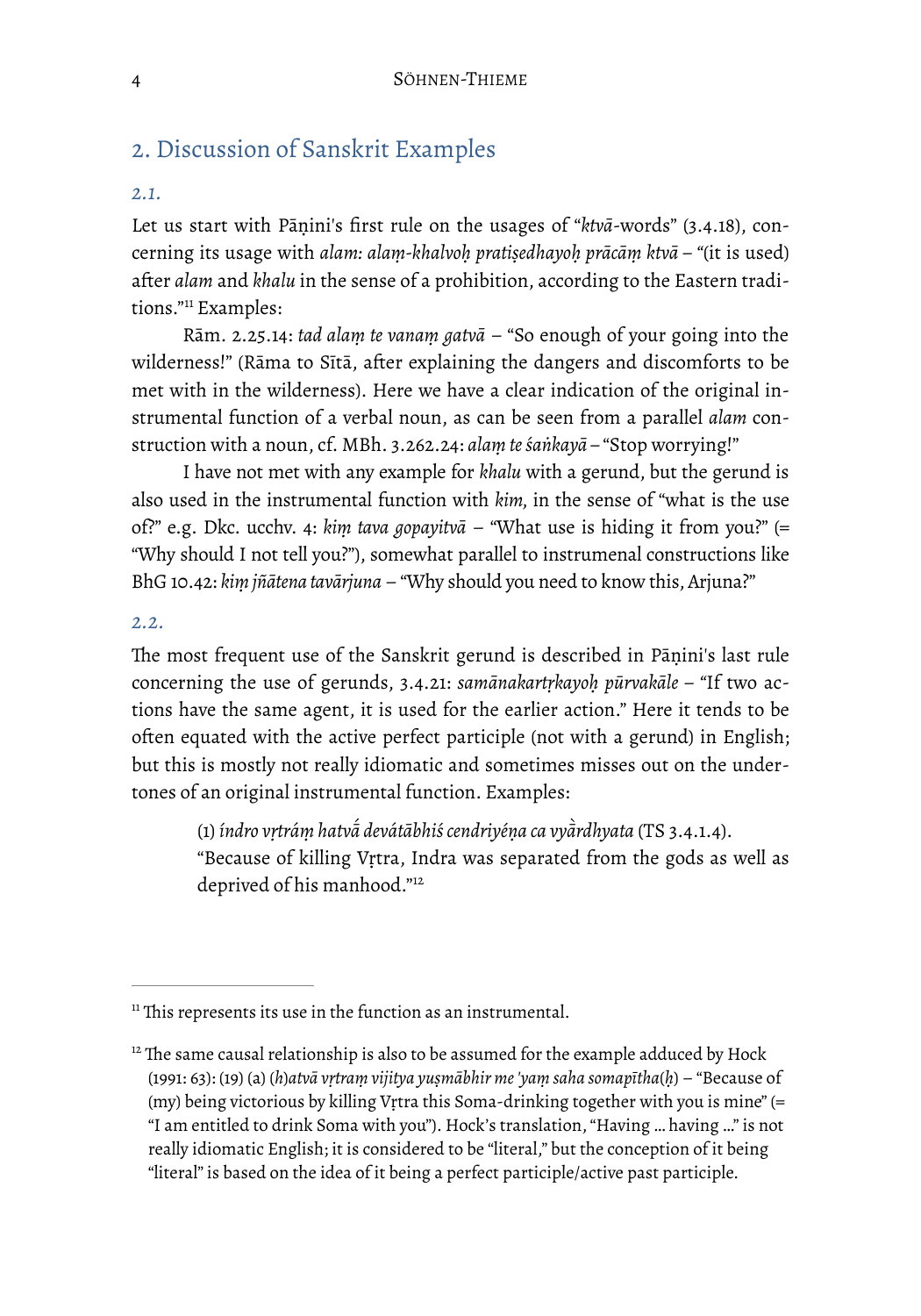## 2. Discussion of Sanskrit Examples

### *2.1.*

Let us start with Pāṇini's first rule on the usages of "*ktvā*-words" (3.4.18), concerning its usage with *alam: alaṃ-khalvoḥ pratiṣedhayoḥ prācāṃ ktvā* – "(it is used) after *alam* and *khalu* in the sense of a prohibition, according to the Eastern traditions."[11] Examples:

Rām. 2.25.14: *tad alaṃ te vanaṃ gatvā* – "So enough of your going into the wilderness!" (Rāma to Sītā, after explaining the dangers and discomforts to be met with in the wilderness). Here we have a clear indication of the original instrumental function of a verbal noun, as can be seen from a parallel *alam* construction with a noun, cf. MBh. 3.262.24: *alaṃ te śaṅkayā* – "Stop worrying!"

I have not met with any example for *khalu* with a gerund, but the gerund is also used in the instrumental function with *kim*, in the sense of "what is the use of?" e.g. Dkc. ucchv. 4: *kiṃ tava gopayitvā* – "What use is hiding it from you?" (= "Why should I not tell you?"), somewhat parallel to instrumenal constructions like BhG 10.42: *kiṃ jñātena tavārjuna* – "Why should you need to know this, Arjuna?"

### *2.2.*

The most frequent use of the Sanskrit gerund is described in Pāṇini's last rule concerning the use of gerunds, 3.4.21: *samānakartṛkayoḥ pūrvakāle* – "If two actions have the same agent, it is used for the earlier action." Here it tends to be often equated with the active perfect participle (not with a gerund) in English; but this is mostly not really idiomatic and sometimes misses out on the undertones of an original instrumental function. Examples:

> (1) *índro vṛtráṃ hatvā́ devátābhiś cendriyéṇa ca vyā̀rdhyata* (TS 3.4.1.4).
> "Because of killing Vṛtra, Indra was separated from the gods as well as deprived of his manhood."[12]

---

[11] This represents its use in the function as an instrumental.

[12] The same causal relationship is also to be assumed for the example adduced by Hock (1991: 63): (19) (a) *(h)atvā vṛtraṃ vijitya yuṣmābhir me 'yaṃ saha somapītha(ḥ)* – "Because of (my) being victorious by killing Vṛtra this Soma-drinking together with you is mine" (= "I am entitled to drink Soma with you"). Hock's translation, "Having … having …" is not really idiomatic English; it is considered to be "literal," but the conception of it being "literal" is based on the idea of it being a perfect participle/active past participle.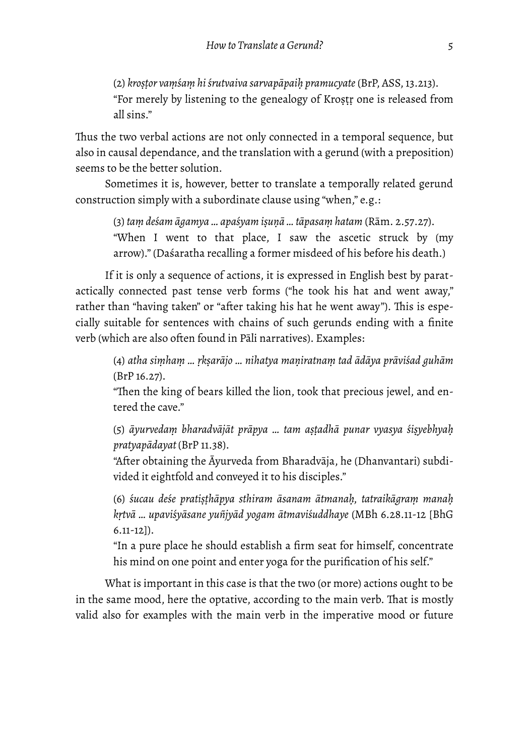(2) *kroṣṭor vaṃśaṃ hi śrutvaiva sarvapāpaiḥ pramucyate* (BrP, ASS, 13.213).
"For merely by listening to the genealogy of Kroṣṭṛ one is released from all sins."

Thus the two verbal actions are not only connected in a temporal sequence, but also in causal dependance, and the translation with a gerund (with a preposition) seems to be the better solution.

Sometimes it is, however, better to translate a temporally related gerund construction simply with a subordinate clause using "when," e.g.:

(3) *taṃ deśam āgamya … apaśyam iṣuṇā … tāpasaṃ hatam* (Rām. 2.57.27).
"When I went to that place, I saw the ascetic struck by (my arrow)." (Daśaratha recalling a former misdeed of his before his death.)

If it is only a sequence of actions, it is expressed in English best by paratactically connected past tense verb forms ("he took his hat and went away," rather than "having taken" or "after taking his hat he went away"). This is especially suitable for sentences with chains of such gerunds ending with a finite verb (which are also often found in Pāli narratives). Examples:

(4) *atha siṃhaṃ … ṛkṣarājo … nihatya maṇiratnaṃ tad ādāya prāviśad guhām* (BrP 16.27).
"Then the king of bears killed the lion, took that precious jewel, and entered the cave."

(5) *āyurvedaṃ bharadvājāt prāpya … tam aṣṭadhā punar vyasya śiṣyebhyaḥ pratyapādayat* (BrP 11.38).
"After obtaining the Āyurveda from Bharadvāja, he (Dhanvantari) subdivided it eightfold and conveyed it to his disciples."

(6) *śucau deśe pratiṣṭhāpya sthiram āsanam ātmanaḥ, tatraikāgraṃ manaḥ kṛtvā … upaviśyāsane yuñjyād yogam ātmaviśuddhaye* (MBh 6.28.11-12 [BhG 6.11-12]).
"In a pure place he should establish a firm seat for himself, concentrate his mind on one point and enter yoga for the purification of his self."

What is important in this case is that the two (or more) actions ought to be in the same mood, here the optative, according to the main verb. That is mostly valid also for examples with the main verb in the imperative mood or future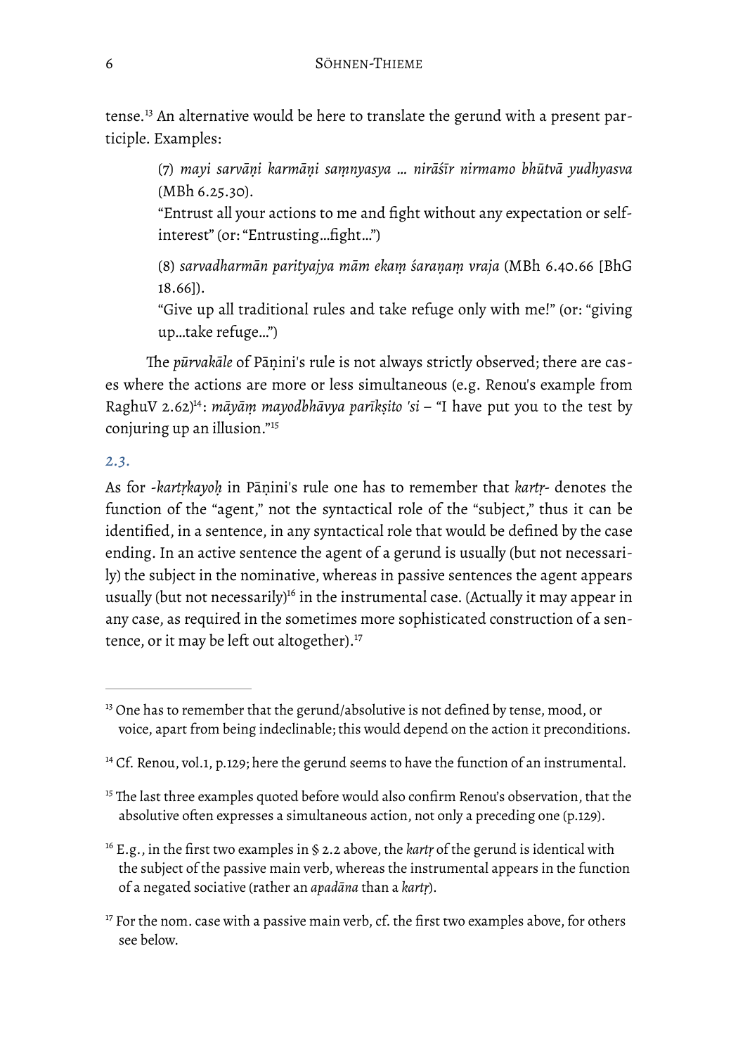tense.[13] An alternative would be here to translate the gerund with a present participle. Examples:

> (7) *mayi sarvāṇi karmāṇi saṃnyasya … nirāśīr nirmamo bhūtvā yudhyasva* (MBh 6.25.30).
> "Entrust all your actions to me and fight without any expectation or self-interest" (or: "Entrusting…fight…")
>
> (8) *sarvadharmān parityajya mām ekaṃ śaraṇaṃ vraja* (MBh 6.40.66 [BhG 18.66]).
> "Give up all traditional rules and take refuge only with me!" (or: "giving up…take refuge…")

The *pūrvakāle* of Pāṇini's rule is not always strictly observed; there are cases where the actions are more or less simultaneous (e.g. Renou's example from RaghuV 2.62)[14]: *māyāṃ mayodbhāvya parīkṣito 'si* – "I have put you to the test by conjuring up an illusion."[15]

### *2.3.*

As for *-kartṛkayoḥ* in Pāṇini's rule one has to remember that *kartṛ-* denotes the function of the "agent," not the syntactical role of the "subject," thus it can be identified, in a sentence, in any syntactical role that would be defined by the case ending. In an active sentence the agent of a gerund is usually (but not necessarily) the subject in the nominative, whereas in passive sentences the agent appears usually (but not necessarily)[16] in the instrumental case. (Actually it may appear in any case, as required in the sometimes more sophisticated construction of a sentence, or it may be left out altogether).[17]

---

[13] One has to remember that the gerund/absolutive is not defined by tense, mood, or voice, apart from being indeclinable; this would depend on the action it preconditions.

[14] Cf. Renou, vol.1, p.129; here the gerund seems to have the function of an instrumental.

[15] The last three examples quoted before would also confirm Renou's observation, that the absolutive often expresses a simultaneous action, not only a preceding one (p.129).

[16] E.g., in the first two examples in § 2.2 above, the *kartṛ* of the gerund is identical with the subject of the passive main verb, whereas the instrumental appears in the function of a negated sociative (rather an *apadāna* than a *kartṛ*).

[17] For the nom. case with a passive main verb, cf. the first two examples above, for others see below.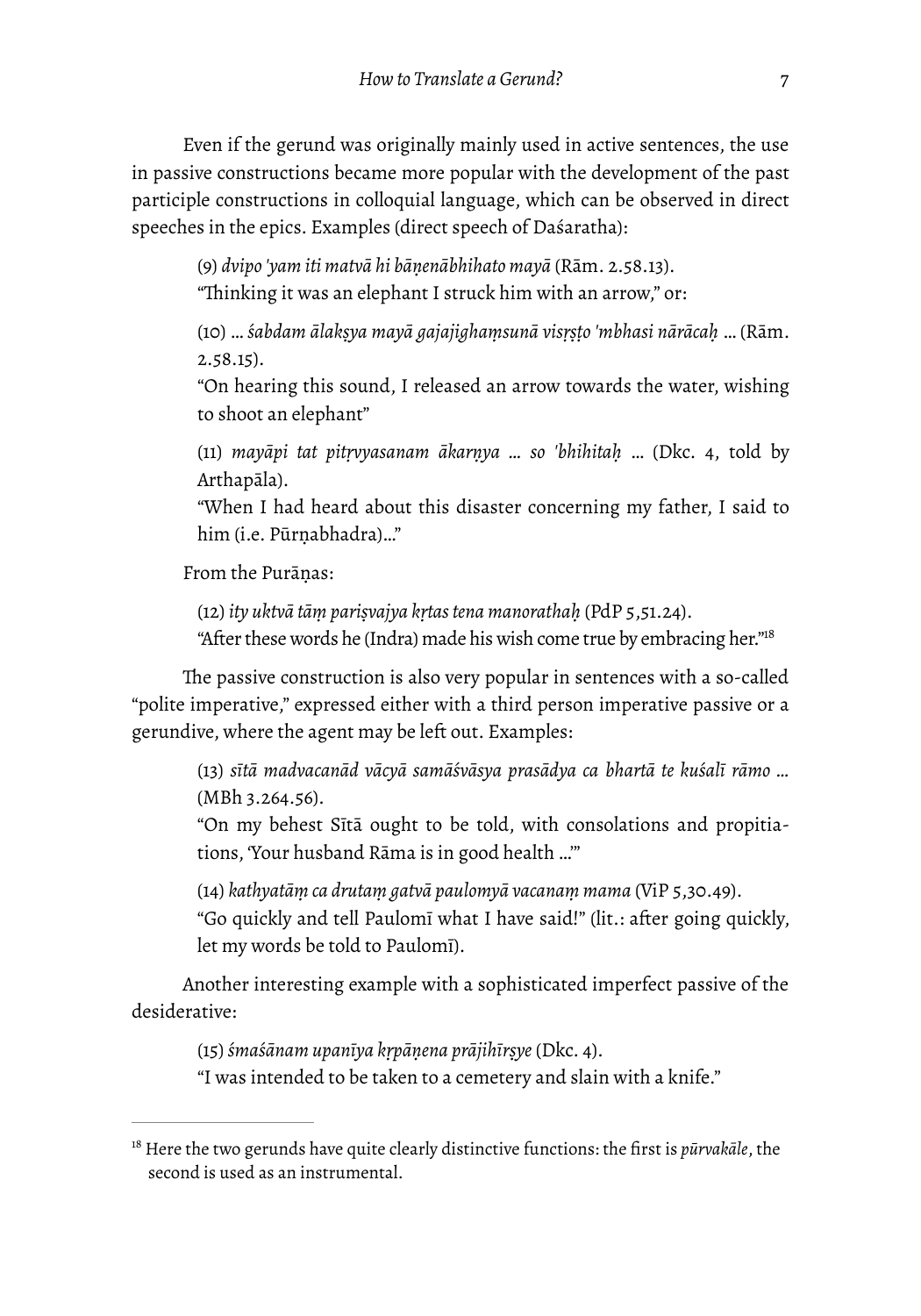Even if the gerund was originally mainly used in active sentences, the use in passive constructions became more popular with the development of the past participle constructions in colloquial language, which can be observed in direct speeches in the epics. Examples (direct speech of Daśaratha):

> (9) *dvipo 'yam iti matvā hi bāṇenābhihato mayā* (Rām. 2.58.13).
> "Thinking it was an elephant I struck him with an arrow," or:
>
> (10) … *śabdam ālakṣya mayā gajajighaṃsunā visṛṣṭo 'mbhasi nārācaḥ* … (Rām. 2.58.15).
> "On hearing this sound, I released an arrow towards the water, wishing to shoot an elephant"
>
> (11) *mayāpi tat pitṛvyasanam ākarṇya* … *so 'bhihitaḥ* … (Dkc. 4, told by Arthapāla).
> "When I had heard about this disaster concerning my father, I said to him (i.e. Pūrṇabhadra)…"

From the Purāṇas:

> (12) *ity uktvā tāṃ pariṣvajya kṛtas tena manorathaḥ* (PdP 5,51.24).
> "After these words he (Indra) made his wish come true by embracing her."[18]

The passive construction is also very popular in sentences with a so-called "polite imperative," expressed either with a third person imperative passive or a gerundive, where the agent may be left out. Examples:

> (13) *sītā madvacanād vācyā samāśvāsya prasādya ca bhartā te kuśalī rāmo* … (MBh 3.264.56).
> "On my behest Sītā ought to be told, with consolations and propitiations, 'Your husband Rāma is in good health …'"
>
> (14) *kathyatāṃ ca drutaṃ gatvā paulomyā vacanaṃ mama* (ViP 5,30.49).
> "Go quickly and tell Paulomī what I have said!" (lit.: after going quickly, let my words be told to Paulomī).

Another interesting example with a sophisticated imperfect passive of the desiderative:

> (15) *śmaśānam upanīya kṛpāṇena prājihīrṣye* (Dkc. 4).
> "I was intended to be taken to a cemetery and slain with a knife."

---

[18] Here the two gerunds have quite clearly distinctive functions: the first is *pūrvakāle*, the second is used as an instrumental.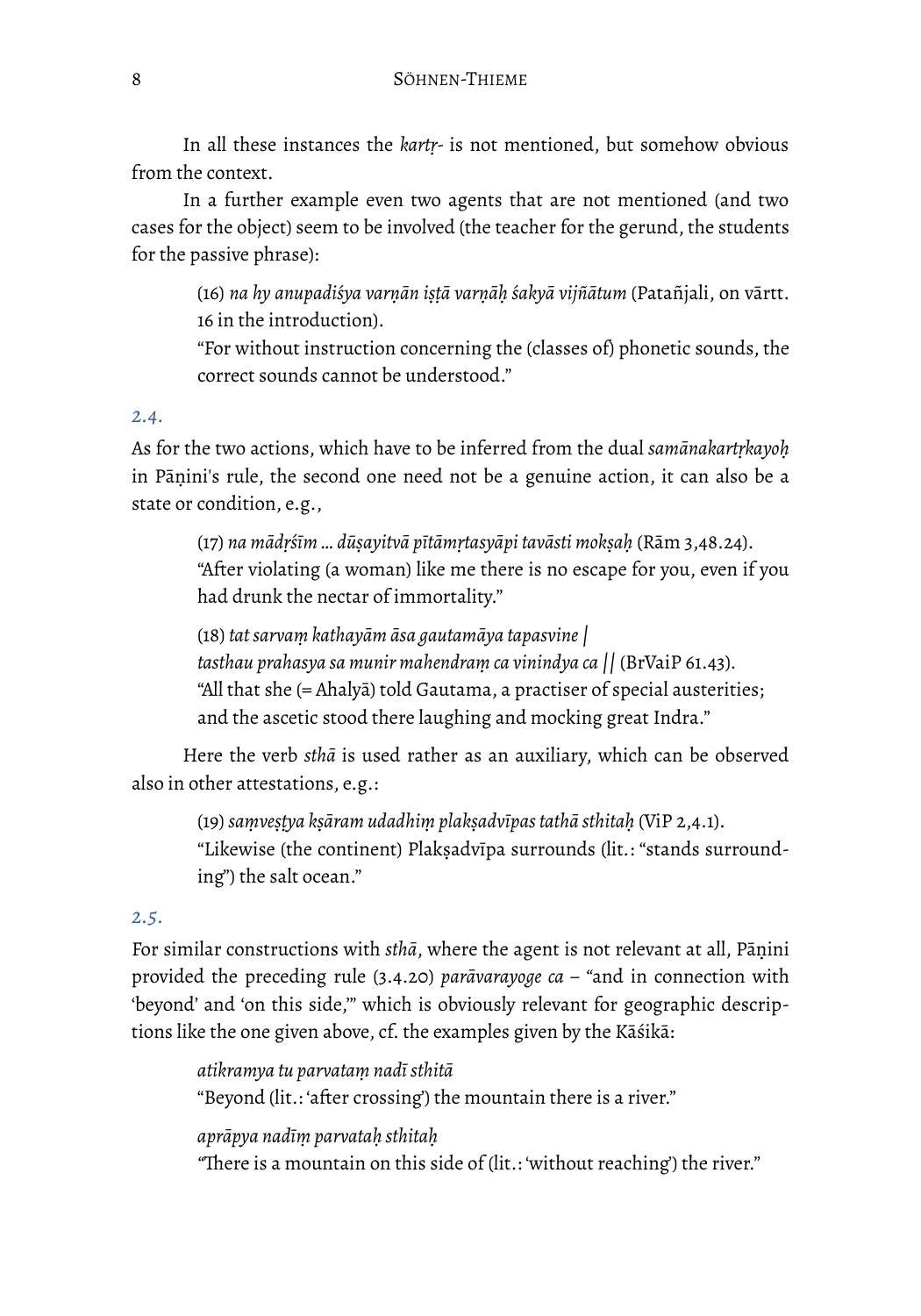In all these instances the *kartṛ-* is not mentioned, but somehow obvious from the context.

In a further example even two agents that are not mentioned (and two cases for the object) seem to be involved (the teacher for the gerund, the students for the passive phrase):

> (16) *na hy anupadiśya varṇān iṣṭā varṇāḥ śakyā vijñātum* (Patañjali, on vārtt. 16 in the introduction).
> "For without instruction concerning the (classes of) phonetic sounds, the correct sounds cannot be understood."

### *2.4.*

As for the two actions, which have to be inferred from the dual *samānakartṛkayoḥ* in Pāṇini's rule, the second one need not be a genuine action, it can also be a state or condition, e.g.,

> (17) *na mādṛśīm … dūṣayitvā pītāmṛtasyāpi tavāsti mokṣaḥ* (Rām 3,48.24).
> "After violating (a woman) like me there is no escape for you, even if you had drunk the nectar of immortality."
>
> (18) *tat sarvaṃ kathayām āsa gautamāya tapasvine |*
> *tasthau prahasya sa munir mahendraṃ ca vinindya ca ||* (BrVaiP 61.43).
> "All that she (= Ahalyā) told Gautama, a practiser of special austerities; and the ascetic stood there laughing and mocking great Indra."

Here the verb *sthā* is used rather as an auxiliary, which can be observed also in other attestations, e.g.:

> (19) *saṃveṣṭya kṣāram udadhiṃ plakṣadvīpas tathā sthitaḥ* (ViP 2,4.1).
> "Likewise (the continent) Plakṣadvīpa surrounds (lit.: "stands surrounding") the salt ocean."

### *2.5.*

For similar constructions with *sthā*, where the agent is not relevant at all, Pāṇini provided the preceding rule (3.4.20) *parāvarayoge ca* – "and in connection with 'beyond' and 'on this side,'" which is obviously relevant for geographic descriptions like the one given above, cf. the examples given by the Kāśikā:

> *atikramya tu parvataṃ nadī sthitā*
> "Beyond (lit.: 'after crossing') the mountain there is a river."
>
> *aprāpya nadīṃ parvataḥ sthitaḥ*
> "There is a mountain on this side of (lit.: 'without reaching') the river."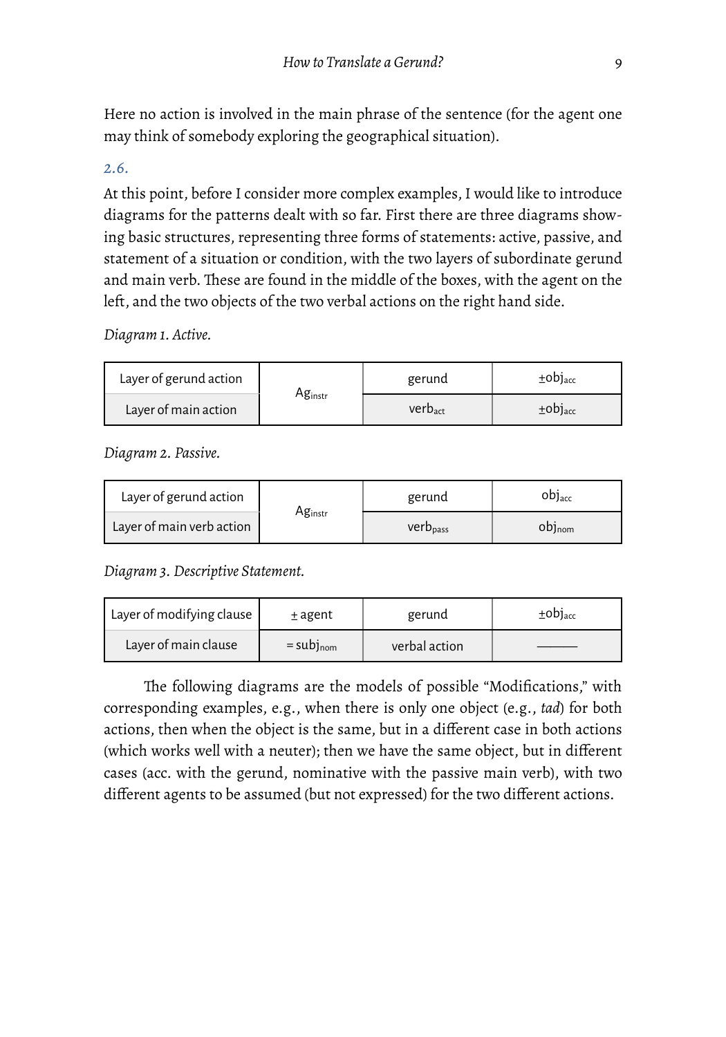Here no action is involved in the main phrase of the sentence (for the agent one may think of somebody exploring the geographical situation).

*2.6.*

At this point, before I consider more complex examples, I would like to introduce diagrams for the patterns dealt with so far. First there are three diagrams showing basic structures, representing three forms of statements: active, passive, and statement of a situation or condition, with the two layers of subordinate gerund and main verb. These are found in the middle of the boxes, with the agent on the left, and the two objects of the two verbal actions on the right hand side.

*Diagram 1. Active.*

| Layer of gerund action | $Ag_{instr}$ | gerund | $\pm obj_{acc}$ |
|---|---|---|---|
| Layer of main action | | $verb_{act}$ | $\pm obj_{acc}$ |

*Diagram 2. Passive.*

| Layer of gerund action | $Ag_{instr}$ | gerund | $obj_{acc}$ |
|---|---|---|---|
| Layer of main verb action | | $verb_{pass}$ | $obj_{nom}$ |

*Diagram 3. Descriptive Statement.*

| Layer of modifying clause | ± agent | gerund | $\pm obj_{acc}$ |
|---|---|---|---|
| Layer of main clause | $= subj_{nom}$ | verbal action | ——— |

The following diagrams are the models of possible "Modifications," with corresponding examples, e.g., when there is only one object (e.g., *tad*) for both actions, then when the object is the same, but in a different case in both actions (which works well with a neuter); then we have the same object, but in different cases (acc. with the gerund, nominative with the passive main verb), with two different agents to be assumed (but not expressed) for the two different actions.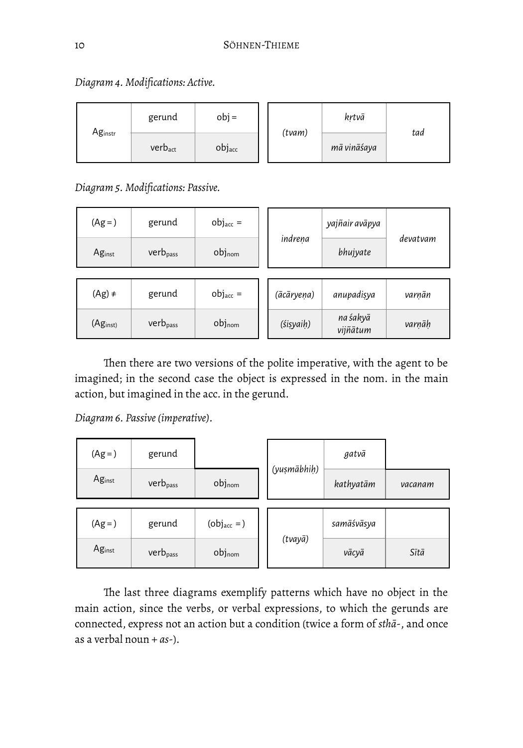*Diagram 4. Modifications: Active.*

| Ag$_{instr}$ | gerund | obj = | *(tvam)* | *kṛtvā* | *tad* |
|---|---|---|---|---|---|
| | verb$_{act}$ | obj$_{acc}$ | | *mā vināśaya* | |

*Diagram 5. Modifications: Passive.*

| (Ag = ) | gerund | obj$_{acc}$ = | *indreṇa* | *yajñair avāpya* | *devatvam* |
|---|---|---|---|---|---|
| Ag$_{inst}$ | verb$_{pass}$ | obj$_{nom}$ | | *bhujyate* | |

| (Ag) ≠ | gerund | obj$_{acc}$ = | *(ācāryeṇa)* | *anupadiṣya* | *varṇān* |
|---|---|---|---|---|---|
| (Ag$_{inst}$) | verb$_{pass}$ | obj$_{nom}$ | *(śiṣyaiḥ)* | *na śakyā vijñātum* | *varṇāḥ* |

Then there are two versions of the polite imperative, with the agent to be imagined; in the second case the object is expressed in the nom. in the main action, but imagined in the acc. in the gerund.

*Diagram 6. Passive (imperative).*

| (Ag = ) | gerund | | *(yuṣmābhiḥ)* | *gatvā* | |
|---|---|---|---|---|---|
| Ag$_{inst}$ | verb$_{pass}$ | obj$_{nom}$ | | *kathyatām* | *vacanam* |

| (Ag = ) | gerund | (obj$_{acc}$ = ) | *(tvayā)* | *samāśvāsya* | |
|---|---|---|---|---|---|
| Ag$_{inst}$ | verb$_{pass}$ | obj$_{nom}$ | | *vācyā* | *Sītā* |

The last three diagrams exemplify patterns which have no object in the main action, since the verbs, or verbal expressions, to which the gerunds are connected, express not an action but a condition (twice a form of *sthā-*, and once as a verbal noun + *as-*).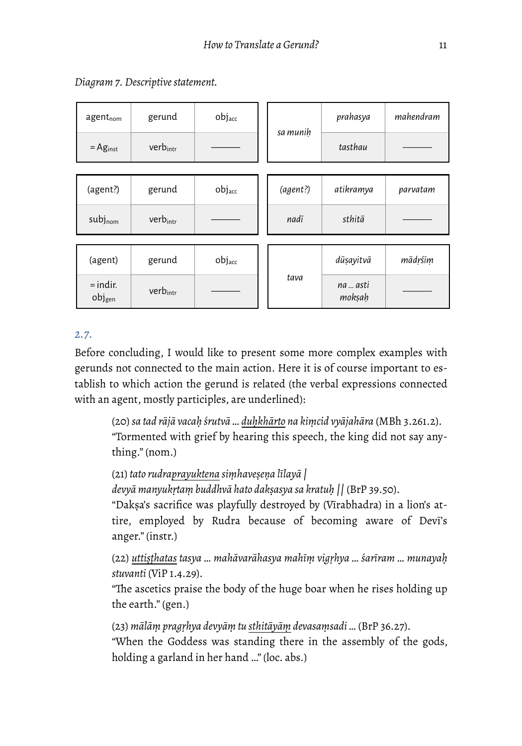*Diagram 7. Descriptive statement.*

| agent$_{nom}$ | gerund | obj$_{acc}$ | | *prahasya* | *mahendram* |
|---|---|---|---|---|---|
| = Ag$_{inst}$ | verb$_{intr}$ | ——— | *sa muniḥ* | *tasthau* | ——— |

| (agent?) | gerund | obj$_{acc}$ | *(agent?)* | *atikramya* | *parvatam* |
|---|---|---|---|---|---|
| subj$_{nom}$ | verb$_{intr}$ | ——— | *nadī* | *sthitā* | ——— |

| (agent) | gerund | obj$_{acc}$ | | *dūṣayitvā* | *mādṛśīṃ* |
|---|---|---|---|---|---|
| = indir. obj$_{gen}$ | verb$_{intr}$ | ——— | *tava* | *na … asti mokṣaḥ* | ——— |

## 2.7.

Before concluding, I would like to present some more complex examples with gerunds not connected to the main action. Here it is of course important to establish to which action the gerund is related (the verbal expressions connected with an agent, mostly participles, are underlined):

> (20) *sa tad rājā vacaḥ śrutvā … duḥkhārto na kiṃcid vyājahāra* (MBh 3.261.2).
> "Tormented with grief by hearing this speech, the king did not say anything." (nom.)
>
> (21) *tato rudraprayuktena siṃhaveṣeṇa līlayā |*
> *devyā manyukṛtaṃ buddhvā hato dakṣasya sa kratuḥ ||* (BrP 39.50).
> "Dakṣa's sacrifice was playfully destroyed by (Vīrabhadra) in a lion's attire, employed by Rudra because of becoming aware of Devī's anger." (instr.)
>
> (22) *uttiṣṭhatas tasya … mahāvarāhasya mahīṃ vigṛhya … śarīram … munayaḥ stuvanti* (ViP 1.4.29).
> "The ascetics praise the body of the huge boar when he rises holding up the earth." (gen.)
>
> (23) *mālāṃ pragṛhya devyāṃ tu sthitāyāṃ devasaṃsadi …* (BrP 36.27).
> "When the Goddess was standing there in the assembly of the gods, holding a garland in her hand …" (loc. abs.)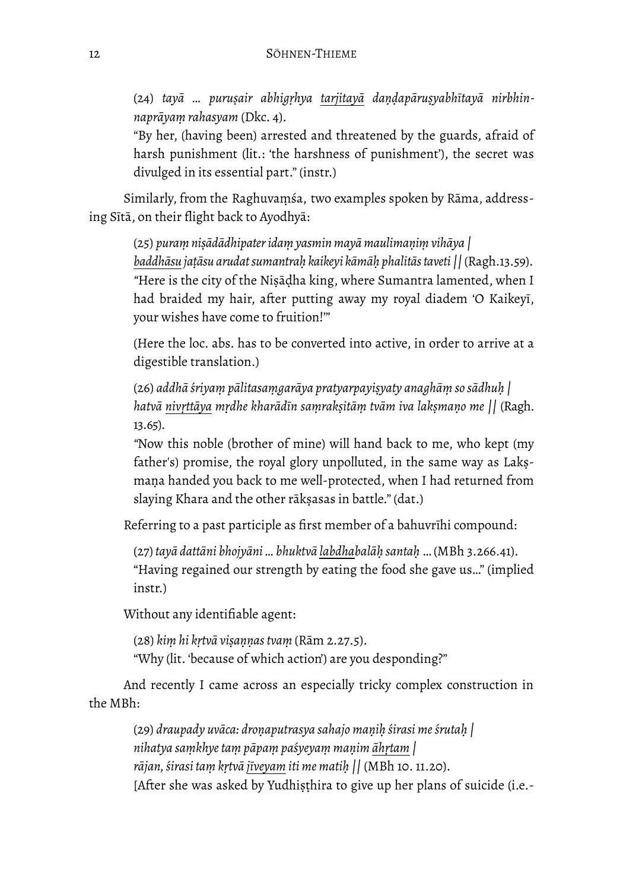(24) *tayā … puruṣair abhigṛhya tarjitayā daṇḍapāruṣyabhītayā nirbhinnaprāyaṃ rahasyam* (Dkc. 4).
"By her, (having been) arrested and threatened by the guards, afraid of harsh punishment (lit.: 'the harshness of punishment'), the secret was divulged in its essential part." (instr.)

Similarly, from the Raghuvaṃśa, two examples spoken by Rāma, addressing Sītā, on their flight back to Ayodhyā:

(25) *puraṃ niṣādādhipater idaṃ yasmin mayā maulimaṇiṃ vihāya |*
*baddhāsu jaṭāsu arudat sumantraḥ kaikeyi kāmāḥ phalitās taveti ||* (Ragh.13.59).
"Here is the city of the Niṣāḍha king, where Sumantra lamented, when I had braided my hair, after putting away my royal diadem 'O Kaikeyī, your wishes have come to fruition!'"

(Here the loc. abs. has to be converted into active, in order to arrive at a digestible translation.)

(26) *addhā śriyaṃ pālitasaṃgarāya pratyarpayiṣyaty anaghāṃ so sādhuḥ |*
*hatvā nivṛttāya mṛdhe kharādīn saṃrakṣitāṃ tvām iva lakṣmaṇo me ||* (Ragh. 13.65).
"Now this noble (brother of mine) will hand back to me, who kept (my father's) promise, the royal glory unpolluted, in the same way as Lakṣmaṇa handed you back to me well-protected, when I had returned from slaying Khara and the other rākṣasas in battle." (dat.)

Referring to a past participle as first member of a bahuvrīhi compound:

(27) *tayā dattāni bhojyāni … bhuktvā labdhabalāḥ santaḥ …* (MBh 3.266.41).
"Having regained our strength by eating the food she gave us…" (implied instr.)

Without any identifiable agent:

(28) *kiṃ hi kṛtvā viṣaṇṇas tvaṃ* (Rām 2.27.5).
"Why (lit. 'because of which action') are you desponding?"

And recently I came across an especially tricky complex construction in the MBh:

(29) *draupady uvāca: droṇaputrasya sahajo maṇiḥ śirasi me śrutaḥ |*
*nihatya saṃkhye taṃ pāpaṃ paśyeyaṃ maṇim āhṛtam |*
*rājan, śirasi taṃ kṛtvā jīveyam iti me matiḥ ||* (MBh 10. 11.20).
[After she was asked by Yudhiṣṭhira to give up her plans of suicide (i.e.-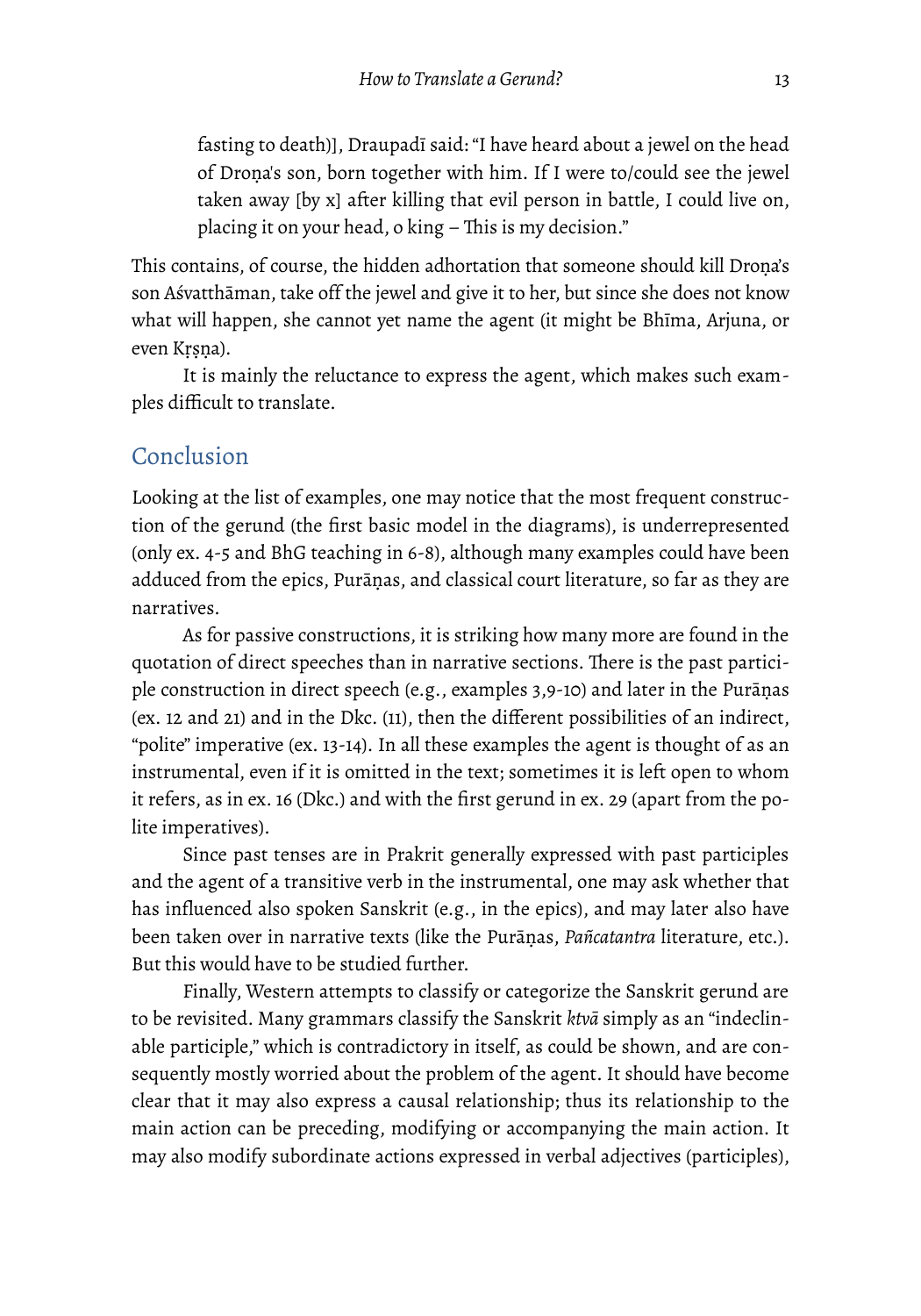fasting to death)], Draupadī said: "I have heard about a jewel on the head of Droṇa's son, born together with him. If I were to/could see the jewel taken away [by x] after killing that evil person in battle, I could live on, placing it on your head, o king – This is my decision."

This contains, of course, the hidden adhortation that someone should kill Droṇa's son Aśvatthāman, take off the jewel and give it to her, but since she does not know what will happen, she cannot yet name the agent (it might be Bhīma, Arjuna, or even Kṛṣṇa).

It is mainly the reluctance to express the agent, which makes such examples difficult to translate.

## Conclusion

Looking at the list of examples, one may notice that the most frequent construction of the gerund (the first basic model in the diagrams), is underrepresented (only ex. 4-5 and BhG teaching in 6-8), although many examples could have been adduced from the epics, Purāṇas, and classical court literature, so far as they are narratives.

As for passive constructions, it is striking how many more are found in the quotation of direct speeches than in narrative sections. There is the past participle construction in direct speech (e.g., examples 3,9-10) and later in the Purāṇas (ex. 12 and 21) and in the Dkc. (11), then the different possibilities of an indirect, "polite" imperative (ex. 13-14). In all these examples the agent is thought of as an instrumental, even if it is omitted in the text; sometimes it is left open to whom it refers, as in ex. 16 (Dkc.) and with the first gerund in ex. 29 (apart from the polite imperatives).

Since past tenses are in Prakrit generally expressed with past participles and the agent of a transitive verb in the instrumental, one may ask whether that has influenced also spoken Sanskrit (e.g., in the epics), and may later also have been taken over in narrative texts (like the Purāṇas, *Pañcatantra* literature, etc.). But this would have to be studied further.

Finally, Western attempts to classify or categorize the Sanskrit gerund are to be revisited. Many grammars classify the Sanskrit *ktvā* simply as an "indeclinable participle," which is contradictory in itself, as could be shown, and are consequently mostly worried about the problem of the agent. It should have become clear that it may also express a causal relationship; thus its relationship to the main action can be preceding, modifying or accompanying the main action. It may also modify subordinate actions expressed in verbal adjectives (participles),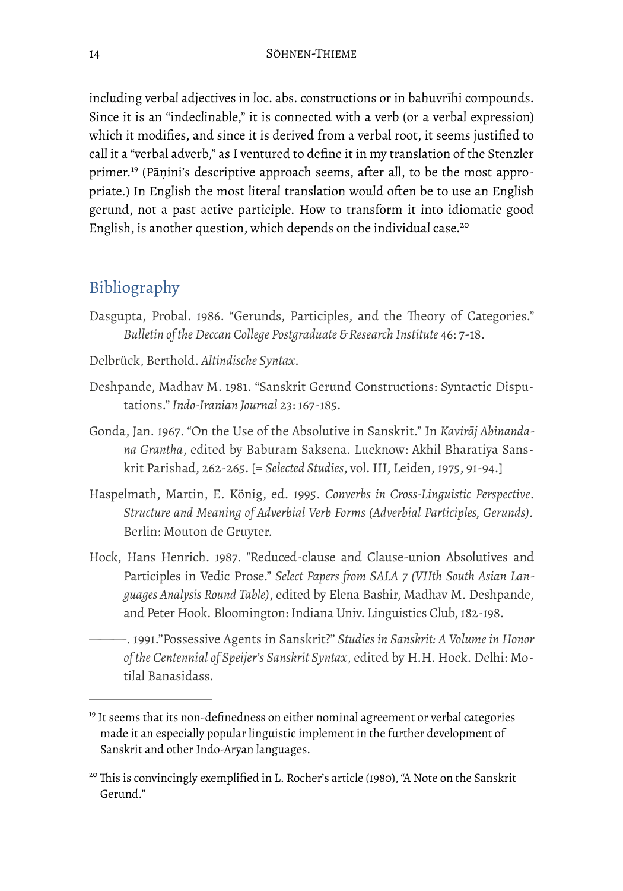including verbal adjectives in loc. abs. constructions or in bahuvrīhi compounds. Since it is an "indeclinable," it is connected with a verb (or a verbal expression) which it modifies, and since it is derived from a verbal root, it seems justified to call it a "verbal adverb," as I ventured to define it in my translation of the Stenzler primer.[19] (Pāṇini's descriptive approach seems, after all, to be the most appropriate.) In English the most literal translation would often be to use an English gerund, not a past active participle. How to transform it into idiomatic good English, is another question, which depends on the individual case.[20]

## Bibliography

Dasgupta, Probal. 1986. "Gerunds, Participles, and the Theory of Categories." *Bulletin of the Deccan College Postgraduate & Research Institute* 46: 7-18.

Delbrück, Berthold. *Altindische Syntax*.

Deshpande, Madhav M. 1981. "Sanskrit Gerund Constructions: Syntactic Disputations." *Indo-Iranian Journal* 23: 167-185.

Gonda, Jan. 1967. "On the Use of the Absolutive in Sanskrit." In *Kavirāj Abinandana Grantha*, edited by Baburam Saksena. Lucknow: Akhil Bharatiya Sanskrit Parishad, 262-265. [= *Selected Studies*, vol. III, Leiden, 1975, 91-94.]

Haspelmath, Martin, E. König, ed. 1995. *Converbs in Cross-Linguistic Perspective. Structure and Meaning of Adverbial Verb Forms (Adverbial Participles, Gerunds)*. Berlin: Mouton de Gruyter.

Hock, Hans Henrich. 1987. "Reduced-clause and Clause-union Absolutives and Participles in Vedic Prose." *Select Papers from SALA 7 (VIIth South Asian Languages Analysis Round Table)*, edited by Elena Bashir, Madhav M. Deshpande, and Peter Hook. Bloomington: Indiana Univ. Linguistics Club, 182-198.

———. 1991."Possessive Agents in Sanskrit?" *Studies in Sanskrit: A Volume in Honor of the Centennial of Speijer's Sanskrit Syntax*, edited by H.H. Hock. Delhi: Motilal Banasidass.

---

[19] It seems that its non-definedness on either nominal agreement or verbal categories made it an especially popular linguistic implement in the further development of Sanskrit and other Indo-Aryan languages.

[20] This is convincingly exemplified in L. Rocher's article (1980), "A Note on the Sanskrit Gerund."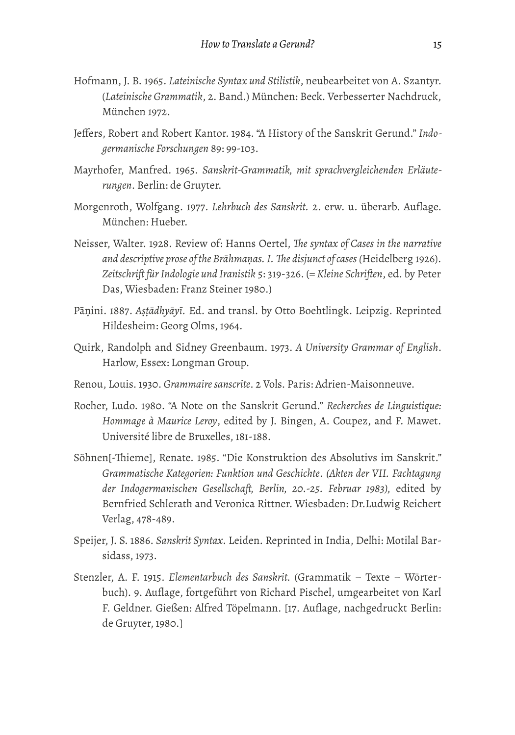Hofmann, J. B. 1965. *Lateinische Syntax und Stilistik*, neubearbeitet von A. Szantyr. (*Lateinische Grammatik*, 2. Band.) München: Beck. Verbesserter Nachdruck, München 1972.

Jeffers, Robert and Robert Kantor. 1984. "A History of the Sanskrit Gerund." *Indogermanische Forschungen* 89: 99-103.

Mayrhofer, Manfred. 1965. *Sanskrit-Grammatik, mit sprachvergleichenden Erläuterungen*. Berlin: de Gruyter.

Morgenroth, Wolfgang. 1977. *Lehrbuch des Sanskrit.* 2. erw. u. überarb. Auflage. München: Hueber.

Neisser, Walter. 1928. Review of: Hanns Oertel, *The syntax of Cases in the narrative and descriptive prose of the Brāhmaṇas. I. The disjunct of cases* (Heidelberg 1926). *Zeitschrift für Indologie und Iranistik* 5: 319-326. (= *Kleine Schriften*, ed. by Peter Das, Wiesbaden: Franz Steiner 1980.)

Pāṇini. 1887. *Aṣṭādhyāyī.* Ed. and transl. by Otto Boehtlingk. Leipzig. Reprinted Hildesheim: Georg Olms, 1964.

Quirk, Randolph and Sidney Greenbaum. 1973. *A University Grammar of English*. Harlow, Essex: Longman Group.

Renou, Louis. 1930. *Grammaire sanscrite*. 2 Vols. Paris: Adrien-Maisonneuve.

Rocher, Ludo. 1980. "A Note on the Sanskrit Gerund." *Recherches de Linguistique: Hommage à Maurice Leroy*, edited by J. Bingen, A. Coupez, and F. Mawet. Université libre de Bruxelles, 181-188.

Söhnen[-Thieme], Renate. 1985. "Die Konstruktion des Absolutivs im Sanskrit." *Grammatische Kategorien: Funktion und Geschichte*. *(Akten der VII. Fachtagung der Indogermanischen Gesellschaft, Berlin, 20.-25. Februar 1983)*, edited by Bernfried Schlerath and Veronica Rittner. Wiesbaden: Dr.Ludwig Reichert Verlag, 478-489.

Speijer, J. S. 1886. *Sanskrit Syntax*. Leiden. Reprinted in India, Delhi: Motilal Barsidass, 1973.

Stenzler, A. F. 1915. *Elementarbuch des Sanskrit.* (Grammatik – Texte – Wörterbuch). 9. Auflage, fortgeführt von Richard Pischel, umgearbeitet von Karl F. Geldner. Gießen: Alfred Töpelmann. [17. Auflage, nachgedruckt Berlin: de Gruyter, 1980.]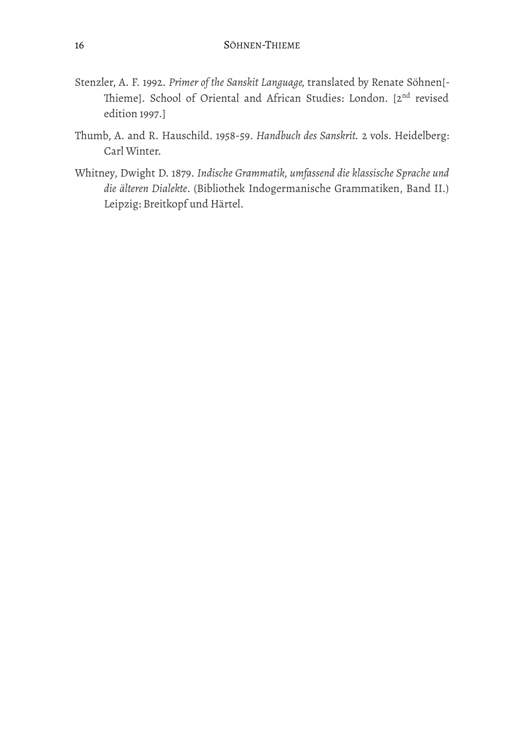Stenzler, A. F. 1992. *Primer of the Sanskit Language,* translated by Renate Söhnen[-Thieme]. School of Oriental and African Studies: London. [2nd revised edition 1997.]

Thumb, A. and R. Hauschild. 1958-59. *Handbuch des Sanskrit.* 2 vols. Heidelberg: Carl Winter.

Whitney, Dwight D. 1879. *Indische Grammatik, umfassend die klassische Sprache und die älteren Dialekte*. (Bibliothek Indogermanische Grammatiken, Band II.) Leipzig: Breitkopf und Härtel.